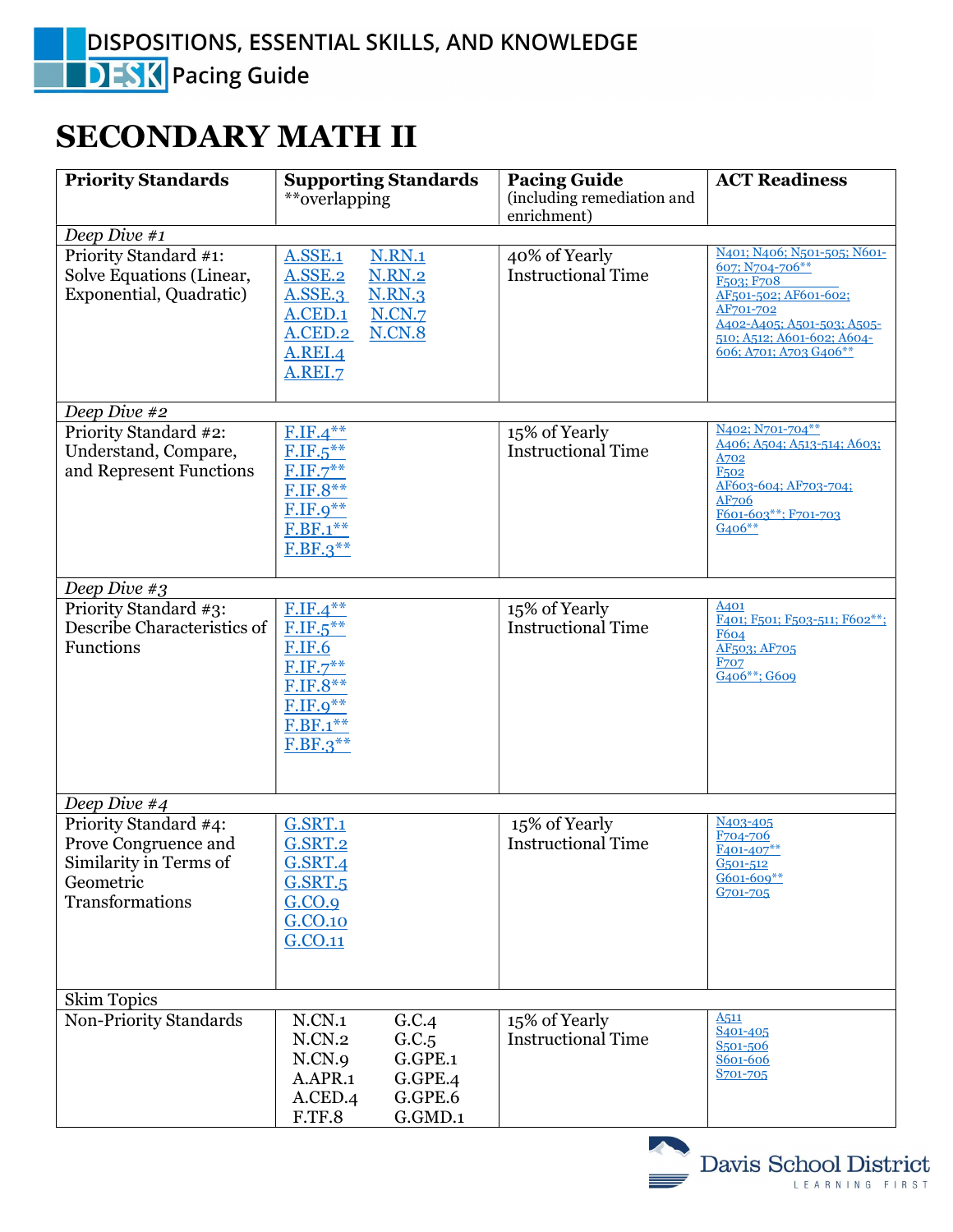# DISPOSITIONS, ESSENTIAL SKILLS, AND KNOWLEDGE

## DESK Pacing Guide

# SECONDARY MATH II

| Priority Standards | Supporting Standards **overlapping | Pacing Guide (including remediation and enrichment) | ACT Readiness |
|---|---|---|---|
| *Deep Dive #1* | | | |
| Priority Standard #1: Solve Equations (Linear, Exponential, Quadratic) | A.SSE.1 N.RN.1<br>A.SSE.2 N.RN.2<br>A.SSE.3 N.RN.3<br>A.CED.1 N.CN.7<br>A.CED.2 N.CN.8<br>A.REI.4<br>A.REI.7 | 40% of Yearly Instructional Time | N401; N406; N501-505; N601-607; N704-706**<br>F503; F708<br>AF501-502; AF601-602; AF701-702<br>A402-A405; A501-503; A505-510; A512; A601-602; A604-606; A701; A703 G406** |
| *Deep Dive #2* | | | |
| Priority Standard #2: Understand, Compare, and Represent Functions | F.IF.4**<br>F.IF.5**<br>F.IF.7**<br>F.IF.8**<br>F.IF.9**<br>F.BF.1**<br>F.BF.3** | 15% of Yearly Instructional Time | N402; N701-704**<br>A406; A504; A513-514; A603; A702<br>F502<br>AF603-604; AF703-704; AF706<br>F601-603**; F701-703<br>G406** |
| *Deep Dive #3* | | | |
| Priority Standard #3: Describe Characteristics of Functions | F.IF.4**<br>F.IF.5**<br>F.IF.6<br>F.IF.7**<br>F.IF.8**<br>F.IF.9**<br>F.BF.1**<br>F.BF.3** | 15% of Yearly Instructional Time | A401<br>F401; F501; F503-511; F602**; F604<br>AF503; AF705<br>F707<br>G406**; G609 |
| *Deep Dive #4* | | | |
| Priority Standard #4: Prove Congruence and Similarity in Terms of Geometric Transformations | G.SRT.1<br>G.SRT.2<br>G.SRT.4<br>G.SRT.5<br>G.CO.9<br>G.CO.10<br>G.CO.11 | 15% of Yearly Instructional Time | N403-405<br>F704-706<br>F401-407**<br>G501-512<br>G601-609**<br>G701-705 |
| Skim Topics | | | |
| Non-Priority Standards | N.CN.1 G.C.4<br>N.CN.2 G.C.5<br>N.CN.9 G.GPE.1<br>A.APR.1 G.GPE.4<br>A.CED.4 G.GPE.6<br>F.TF.8 G.GMD.1 | 15% of Yearly Instructional Time | A511<br>S401-405<br>S501-506<br>S601-606<br>S701-705 |

Davis School District
LEARNING FIRST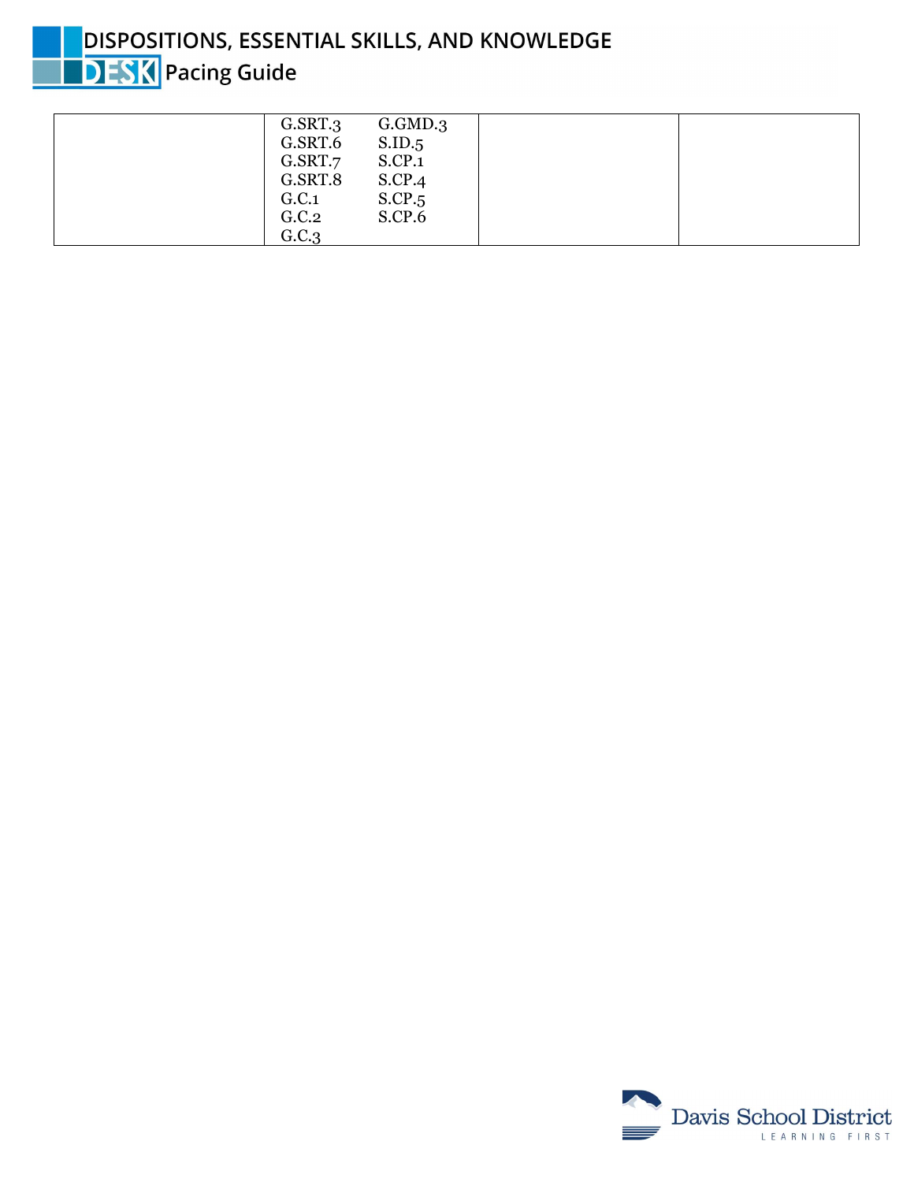| | | | |
|---|---|---|---|
| | G.SRT.3 G.GMD.3<br>G.SRT.6 S.ID.5<br>G.SRT.7 S.CP.1<br>G.SRT.8 S.CP.4<br>G.C.1 S.CP.5<br>G.C.2 S.CP.6<br>G.C.3 | | |